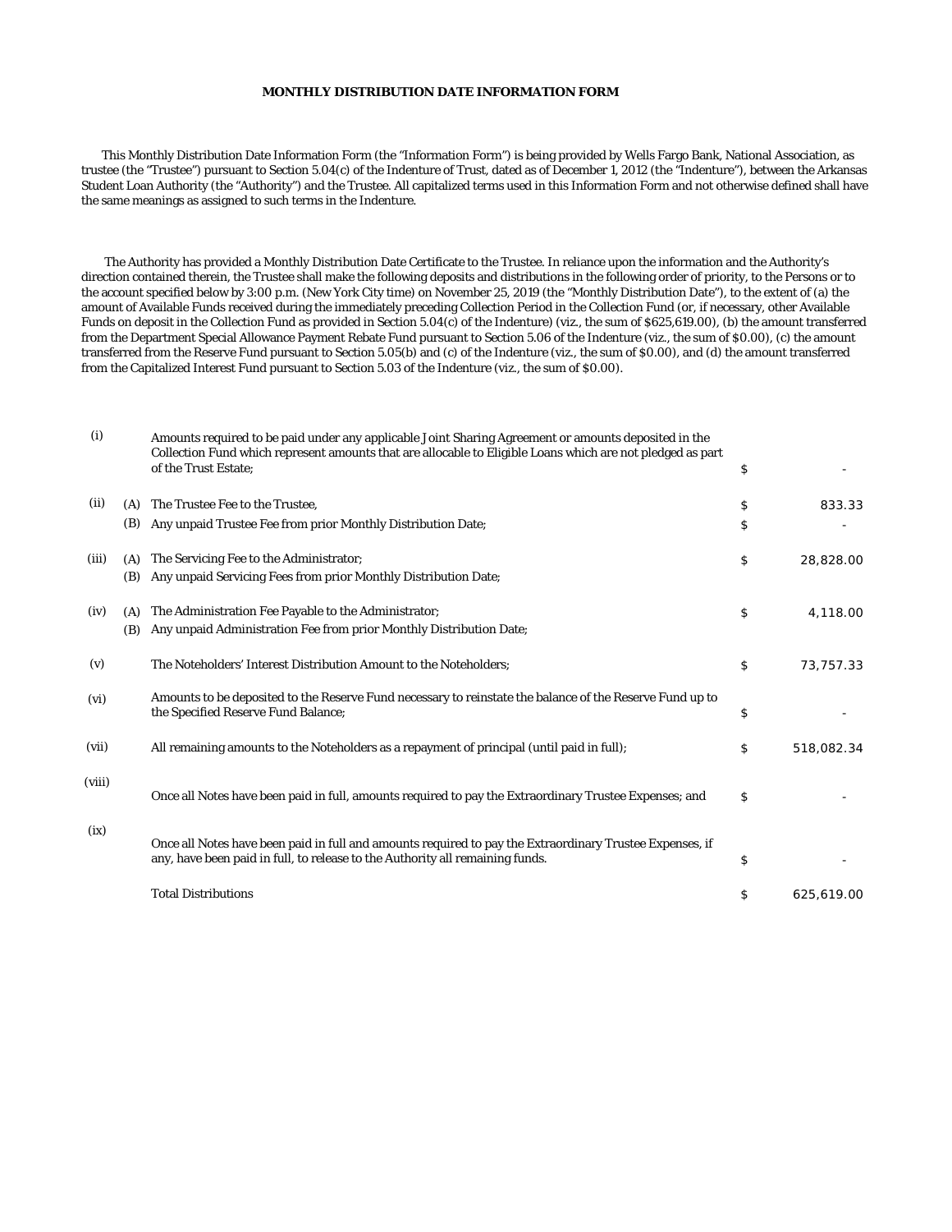**MONTHLY DISTRIBUTION DATE INFORMATION FORM**

This Monthly Distribution Date Information Form (the "Information Form") is being provided by Wells Fargo Bank, National Association, as trustee (the "Trustee") pursuant to Section 5.04(c) of the Indenture of Trust, dated as of December 1, 2012 (the "Indenture"), between the Arkansas Student Loan Authority (the "Authority") and the Trustee. All capitalized terms used in this Information Form and not otherwise defined shall have the same meanings as assigned to such terms in the Indenture.

The Authority has provided a Monthly Distribution Date Certificate to the Trustee. In reliance upon the information and the Authority's direction contained therein, the Trustee shall make the following deposits and distributions in the following order of priority, to the Persons or to the account specified below by 3:00 p.m. (New York City time) on November 25, 2019 (the "Monthly Distribution Date"), to the extent of (a) the amount of Available Funds received during the immediately preceding Collection Period in the Collection Fund (or, if necessary, other Available Funds on deposit in the Collection Fund as provided in Section 5.04(c) of the Indenture) (viz., the sum of $625,619.00), (b) the amount transferred from the Department Special Allowance Payment Rebate Fund pursuant to Section 5.06 of the Indenture (viz., the sum of $0.00), (c) the amount transferred from the Reserve Fund pursuant to Section 5.05(b) and (c) of the Indenture (viz., the sum of $0.00), and (d) the amount transferred from the Capitalized Interest Fund pursuant to Section 5.03 of the Indenture (viz., the sum of $0.00).

| | | | | |
|---|---|---|---|---|
| (i) | | Amounts required to be paid under any applicable Joint Sharing Agreement or amounts deposited in the Collection Fund which represent amounts that are allocable to Eligible Loans which are not pledged as part of the Trust Estate; | $ | - |
| (ii) | (A) | The Trustee Fee to the Trustee, | $ | 833.33 |
| | (B) | Any unpaid Trustee Fee from prior Monthly Distribution Date; | $ | - |
| (iii) | (A) | The Servicing Fee to the Administrator; | $ | 28,828.00 |
| | (B) | Any unpaid Servicing Fees from prior Monthly Distribution Date; | | |
| (iv) | (A) | The Administration Fee Payable to the Administrator; | $ | 4,118.00 |
| | (B) | Any unpaid Administration Fee from prior Monthly Distribution Date; | | |
| (v) | | The Noteholders' Interest Distribution Amount to the Noteholders; | $ | 73,757.33 |
| (vi) | | Amounts to be deposited to the Reserve Fund necessary to reinstate the balance of the Reserve Fund up to the Specified Reserve Fund Balance; | $ | - |
| (vii) | | All remaining amounts to the Noteholders as a repayment of principal (until paid in full); | $ | 518,082.34 |
| (viii) | | Once all Notes have been paid in full, amounts required to pay the Extraordinary Trustee Expenses; and | $ | - |
| (ix) | | Once all Notes have been paid in full and amounts required to pay the Extraordinary Trustee Expenses, if any, have been paid in full, to release to the Authority all remaining funds. | $ | - |
| | | Total Distributions | $ | 625,619.00 |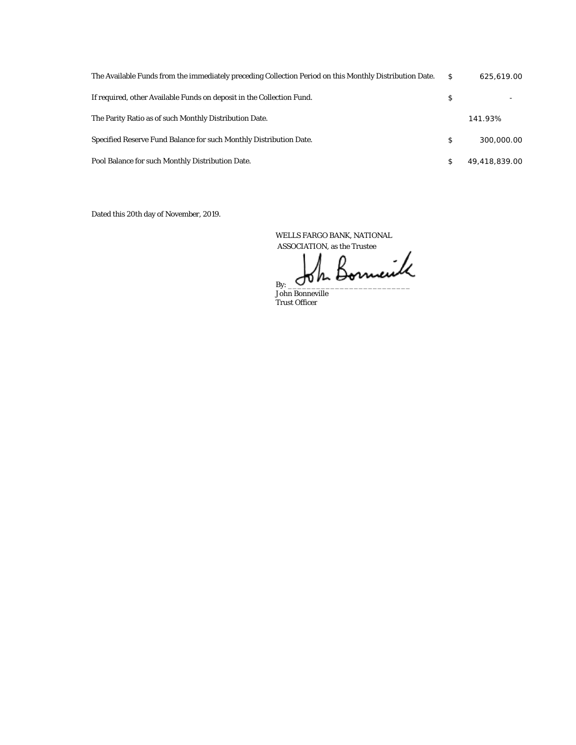| | | |
|---|---|---|
| The Available Funds from the immediately preceding Collection Period on this Monthly Distribution Date. | $ | 625,619.00 |
| If required, other Available Funds on deposit in the Collection Fund. | $ | - |
| The Parity Ratio as of such Monthly Distribution Date. | | 141.93% |
| Specified Reserve Fund Balance for such Monthly Distribution Date. | $ | 300,000.00 |
| Pool Balance for such Monthly Distribution Date. | $ | 49,418,839.00 |

Dated this 20th day of November, 2019.

WELLS FARGO BANK, NATIONAL
ASSOCIATION, as the Trustee

By: ___________________________
John Bonneville
Trust Officer